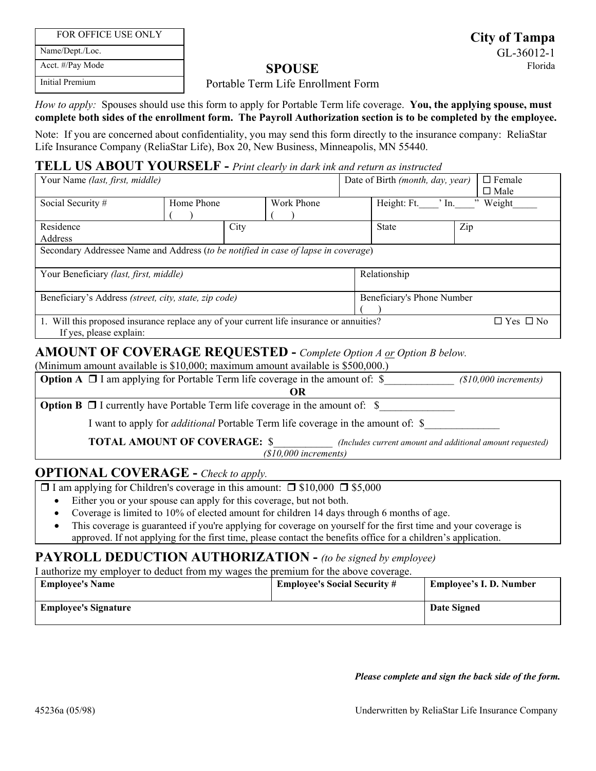| FOR OFFICE USE ONLY |
|---|
| Name/Dept./Loc. |
| Acct. #/Pay Mode |
| Initial Premium |

**City of Tampa**
GL-36012-1
Florida

# SPOUSE

Portable Term Life Enrollment Form

*How to apply:* Spouses should use this form to apply for Portable Term life coverage. **You, the applying spouse, must complete both sides of the enrollment form. The Payroll Authorization section is to be completed by the employee.**

Note: If you are concerned about confidentiality, you may send this form directly to the insurance company: ReliaStar Life Insurance Company (ReliaStar Life), Box 20, New Business, Minneapolis, MN 55440.

## TELL US ABOUT YOURSELF - *Print clearly in dark ink and return as instructed*

| Your Name *(last, first, middle)* | | | Date of Birth *(month, day, year)* | ☐ Female ☐ Male |
|---|---|---|---|---|
| Social Security # | Home Phone ( ) | Work Phone ( ) | Height: Ft.____' In.____" Weight_____ | |
| Residence Address | City | | State | Zip |
| Secondary Addressee Name and Address (*to be notified in case of lapse in coverage*) | | | | |
| Your Beneficiary *(last, first, middle)* | | | Relationship | |
| Beneficiary's Address *(street, city, state, zip code)* | | | Beneficiary's Phone Number ( ) | |
| 1. Will this proposed insurance replace any of your current life insurance or annuities? If yes, please explain: | | | | ☐ Yes ☐ No |

## AMOUNT OF COVERAGE REQUESTED - *Complete Option A or Option B below.*

(Minimum amount available is $10,000; maximum amount available is $500,000.)

**Option A** ☐ I am applying for Portable Term life coverage in the amount of: $_____________ *($10,000 increments)*

**OR**

**Option B** ☐ I currently have Portable Term life coverage in the amount of: $______________

I want to apply for *additional* Portable Term life coverage in the amount of: $______________

**TOTAL AMOUNT OF COVERAGE:** $___________ *(Includes current amount and additional amount requested)* *($10,000 increments)*

## OPTIONAL COVERAGE - *Check to apply.*

☐ I am applying for Children's coverage in this amount: ☐ $10,000 ☐ $5,000

- Either you or your spouse can apply for this coverage, but not both.
- Coverage is limited to 10% of elected amount for children 14 days through 6 months of age.
- This coverage is guaranteed if you're applying for coverage on yourself for the first time and your coverage is approved. If not applying for the first time, please contact the benefits office for a children's application.

## PAYROLL DEDUCTION AUTHORIZATION - *(to be signed by employee)*

I authorize my employer to deduct from my wages the premium for the above coverage.

| **Employee's Name** | **Employee's Social Security #** | **Employee's I. D. Number** |
|---|---|---|
| **Employee's Signature** | | **Date Signed** |

***Please complete and sign the back side of the form.***

45236a (05/98)

Underwritten by ReliaStar Life Insurance Company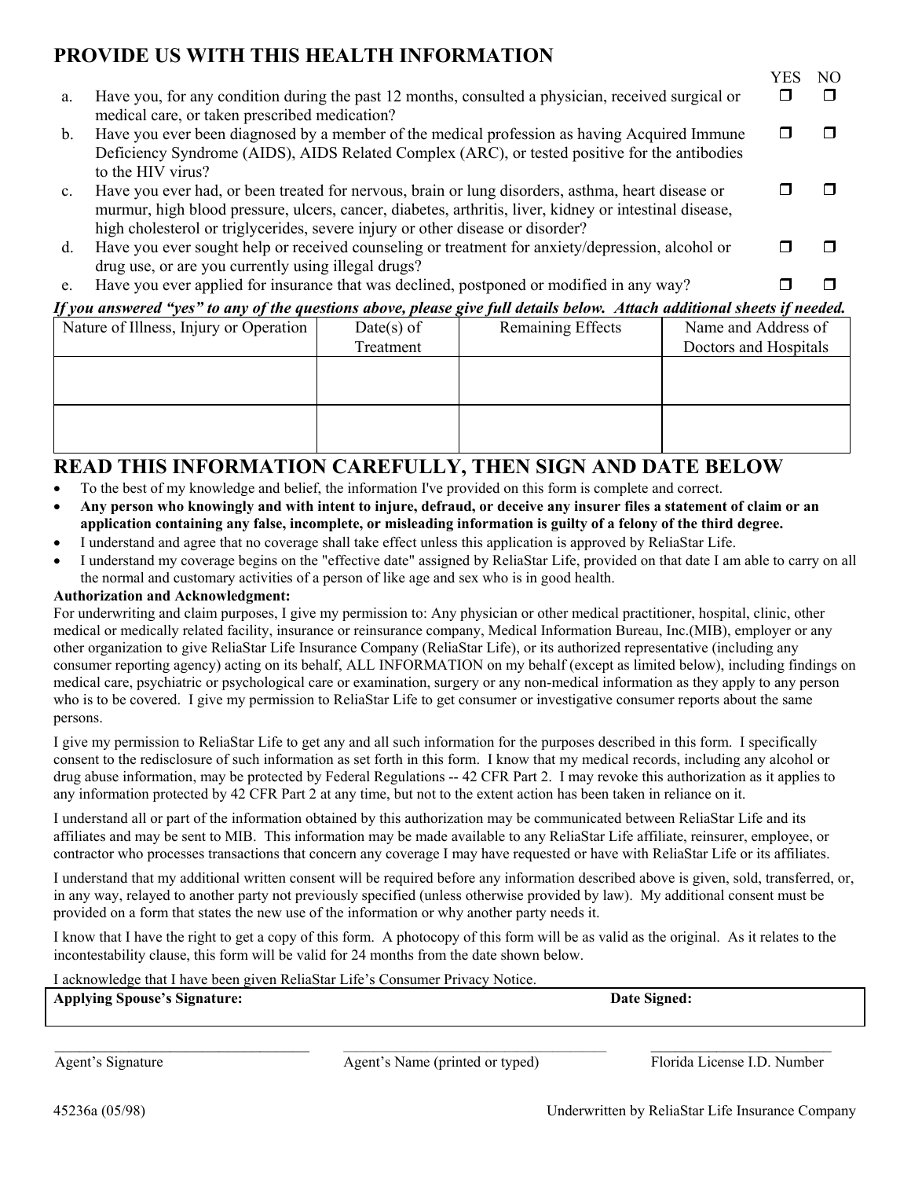## PROVIDE US WITH THIS HEALTH INFORMATION

| | | YES | NO |
|---|---|---|---|
| a. | Have you, for any condition during the past 12 months, consulted a physician, received surgical or medical care, or taken prescribed medication? | ☐ | ☐ |
| b. | Have you ever been diagnosed by a member of the medical profession as having Acquired Immune Deficiency Syndrome (AIDS), AIDS Related Complex (ARC), or tested positive for the antibodies to the HIV virus? | ☐ | ☐ |
| c. | Have you ever had, or been treated for nervous, brain or lung disorders, asthma, heart disease or murmur, high blood pressure, ulcers, cancer, diabetes, arthritis, liver, kidney or intestinal disease, high cholesterol or triglycerides, severe injury or other disease or disorder? | ☐ | ☐ |
| d. | Have you ever sought help or received counseling or treatment for anxiety/depression, alcohol or drug use, or are you currently using illegal drugs? | ☐ | ☐ |
| e. | Have you ever applied for insurance that was declined, postponed or modified in any way? | ☐ | ☐ |

***If you answered "yes" to any of the questions above, please give full details below. Attach additional sheets if needed.***

| Nature of Illness, Injury or Operation | Date(s) of Treatment | Remaining Effects | Name and Address of Doctors and Hospitals |
|---|---|---|---|
| | | | |
| | | | |

## READ THIS INFORMATION CAREFULLY, THEN SIGN AND DATE BELOW

- To the best of my knowledge and belief, the information I've provided on this form is complete and correct.
- **Any person who knowingly and with intent to injure, defraud, or deceive any insurer files a statement of claim or an application containing any false, incomplete, or misleading information is guilty of a felony of the third degree.**
- I understand and agree that no coverage shall take effect unless this application is approved by ReliaStar Life.
- I understand my coverage begins on the "effective date" assigned by ReliaStar Life, provided on that date I am able to carry on all the normal and customary activities of a person of like age and sex who is in good health.

**Authorization and Acknowledgment:**

For underwriting and claim purposes, I give my permission to: Any physician or other medical practitioner, hospital, clinic, other medical or medically related facility, insurance or reinsurance company, Medical Information Bureau, Inc.(MIB), employer or any other organization to give ReliaStar Life Insurance Company (ReliaStar Life), or its authorized representative (including any consumer reporting agency) acting on its behalf, ALL INFORMATION on my behalf (except as limited below), including findings on medical care, psychiatric or psychological care or examination, surgery or any non-medical information as they apply to any person who is to be covered. I give my permission to ReliaStar Life to get consumer or investigative consumer reports about the same persons.

I give my permission to ReliaStar Life to get any and all such information for the purposes described in this form. I specifically consent to the redisclosure of such information as set forth in this form. I know that my medical records, including any alcohol or drug abuse information, may be protected by Federal Regulations -- 42 CFR Part 2. I may revoke this authorization as it applies to any information protected by 42 CFR Part 2 at any time, but not to the extent action has been taken in reliance on it.

I understand all or part of the information obtained by this authorization may be communicated between ReliaStar Life and its affiliates and may be sent to MIB. This information may be made available to any ReliaStar Life affiliate, reinsurer, employee, or contractor who processes transactions that concern any coverage I may have requested or have with ReliaStar Life or its affiliates.

I understand that my additional written consent will be required before any information described above is given, sold, transferred, or, in any way, relayed to another party not previously specified (unless otherwise provided by law). My additional consent must be provided on a form that states the new use of the information or why another party needs it.

I know that I have the right to get a copy of this form. A photocopy of this form will be as valid as the original. As it relates to the incontestability clause, this form will be valid for 24 months from the date shown below.

I acknowledge that I have been given ReliaStar Life's Consumer Privacy Notice.

| **Applying Spouse's Signature:** | **Date Signed:** |
|---|---|
| | |

| Agent's Signature | Agent's Name (printed or typed) | Florida License I.D. Number |
|---|---|---|
| | | |

45236a (05/98) Underwritten by ReliaStar Life Insurance Company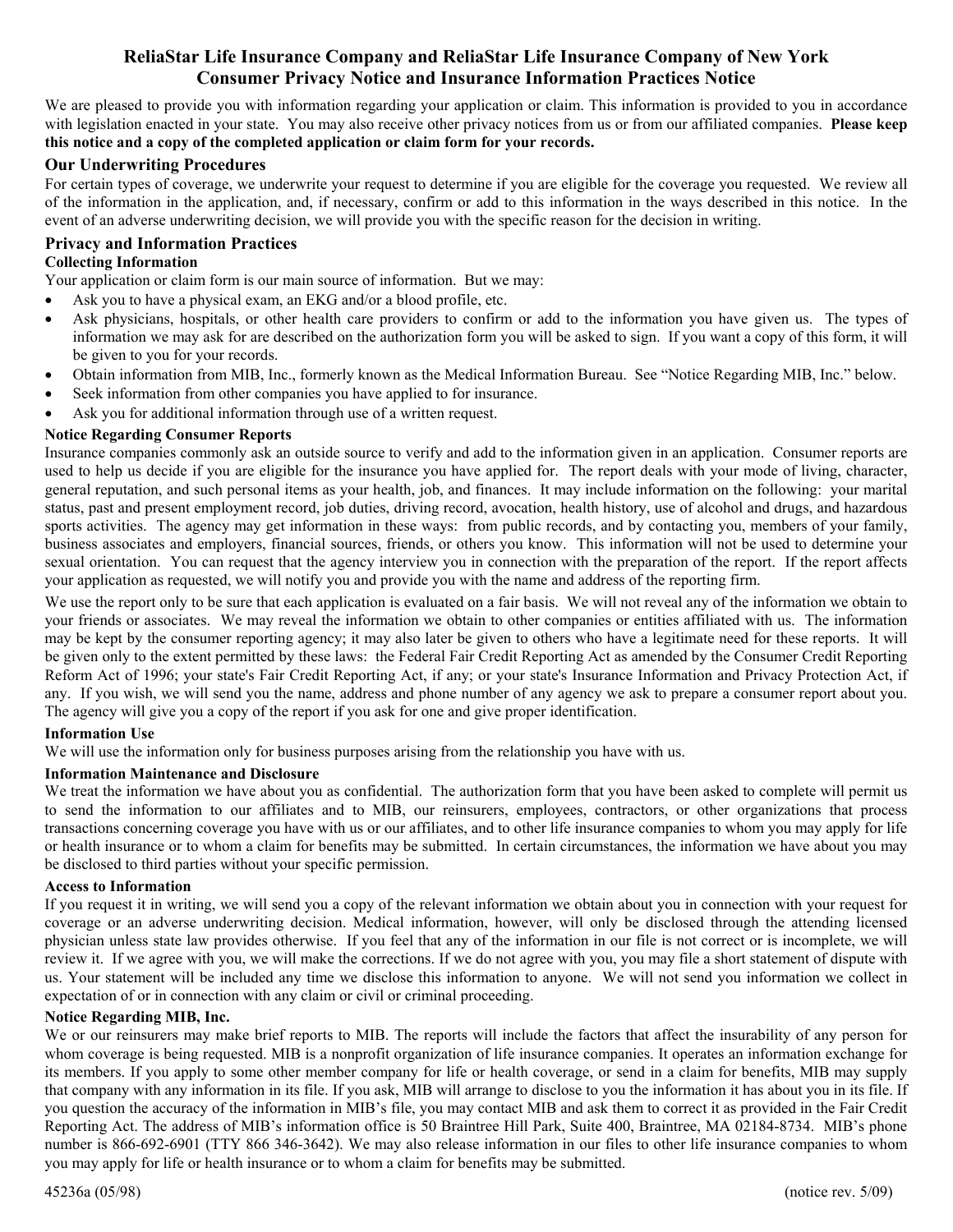# ReliaStar Life Insurance Company and ReliaStar Life Insurance Company of New York
# Consumer Privacy Notice and Insurance Information Practices Notice

We are pleased to provide you with information regarding your application or claim. This information is provided to you in accordance with legislation enacted in your state. You may also receive other privacy notices from us or from our affiliated companies. **Please keep this notice and a copy of the completed application or claim form for your records.**

## Our Underwriting Procedures

For certain types of coverage, we underwrite your request to determine if you are eligible for the coverage you requested. We review all of the information in the application, and, if necessary, confirm or add to this information in the ways described in this notice. In the event of an adverse underwriting decision, we will provide you with the specific reason for the decision in writing.

## Privacy and Information Practices

### Collecting Information

Your application or claim form is our main source of information. But we may:

- Ask you to have a physical exam, an EKG and/or a blood profile, etc.
- Ask physicians, hospitals, or other health care providers to confirm or add to the information you have given us. The types of information we may ask for are described on the authorization form you will be asked to sign. If you want a copy of this form, it will be given to you for your records.
- Obtain information from MIB, Inc., formerly known as the Medical Information Bureau. See "Notice Regarding MIB, Inc." below.
- Seek information from other companies you have applied to for insurance.
- Ask you for additional information through use of a written request.

### Notice Regarding Consumer Reports

Insurance companies commonly ask an outside source to verify and add to the information given in an application. Consumer reports are used to help us decide if you are eligible for the insurance you have applied for. The report deals with your mode of living, character, general reputation, and such personal items as your health, job, and finances. It may include information on the following: your marital status, past and present employment record, job duties, driving record, avocation, health history, use of alcohol and drugs, and hazardous sports activities. The agency may get information in these ways: from public records, and by contacting you, members of your family, business associates and employers, financial sources, friends, or others you know. This information will not be used to determine your sexual orientation. You can request that the agency interview you in connection with the preparation of the report. If the report affects your application as requested, we will notify you and provide you with the name and address of the reporting firm.

We use the report only to be sure that each application is evaluated on a fair basis. We will not reveal any of the information we obtain to your friends or associates. We may reveal the information we obtain to other companies or entities affiliated with us. The information may be kept by the consumer reporting agency; it may also later be given to others who have a legitimate need for these reports. It will be given only to the extent permitted by these laws: the Federal Fair Credit Reporting Act as amended by the Consumer Credit Reporting Reform Act of 1996; your state's Fair Credit Reporting Act, if any; or your state's Insurance Information and Privacy Protection Act, if any. If you wish, we will send you the name, address and phone number of any agency we ask to prepare a consumer report about you. The agency will give you a copy of the report if you ask for one and give proper identification.

### Information Use

We will use the information only for business purposes arising from the relationship you have with us.

### Information Maintenance and Disclosure

We treat the information we have about you as confidential. The authorization form that you have been asked to complete will permit us to send the information to our affiliates and to MIB, our reinsurers, employees, contractors, or other organizations that process transactions concerning coverage you have with us or our affiliates, and to other life insurance companies to whom you may apply for life or health insurance or to whom a claim for benefits may be submitted. In certain circumstances, the information we have about you may be disclosed to third parties without your specific permission.

### Access to Information

If you request it in writing, we will send you a copy of the relevant information we obtain about you in connection with your request for coverage or an adverse underwriting decision. Medical information, however, will only be disclosed through the attending licensed physician unless state law provides otherwise. If you feel that any of the information in our file is not correct or is incomplete, we will review it. If we agree with you, we will make the corrections. If we do not agree with you, you may file a short statement of dispute with us. Your statement will be included any time we disclose this information to anyone. We will not send you information we collect in expectation of or in connection with any claim or civil or criminal proceeding.

### Notice Regarding MIB, Inc.

We or our reinsurers may make brief reports to MIB. The reports will include the factors that affect the insurability of any person for whom coverage is being requested. MIB is a nonprofit organization of life insurance companies. It operates an information exchange for its members. If you apply to some other member company for life or health coverage, or send in a claim for benefits, MIB may supply that company with any information in its file. If you ask, MIB will arrange to disclose to you the information it has about you in its file. If you question the accuracy of the information in MIB's file, you may contact MIB and ask them to correct it as provided in the Fair Credit Reporting Act. The address of MIB's information office is 50 Braintree Hill Park, Suite 400, Braintree, MA 02184-8734. MIB's phone number is 866-692-6901 (TTY 866 346-3642). We may also release information in our files to other life insurance companies to whom you may apply for life or health insurance or to whom a claim for benefits may be submitted.

45236a (05/98) (notice rev. 5/09)